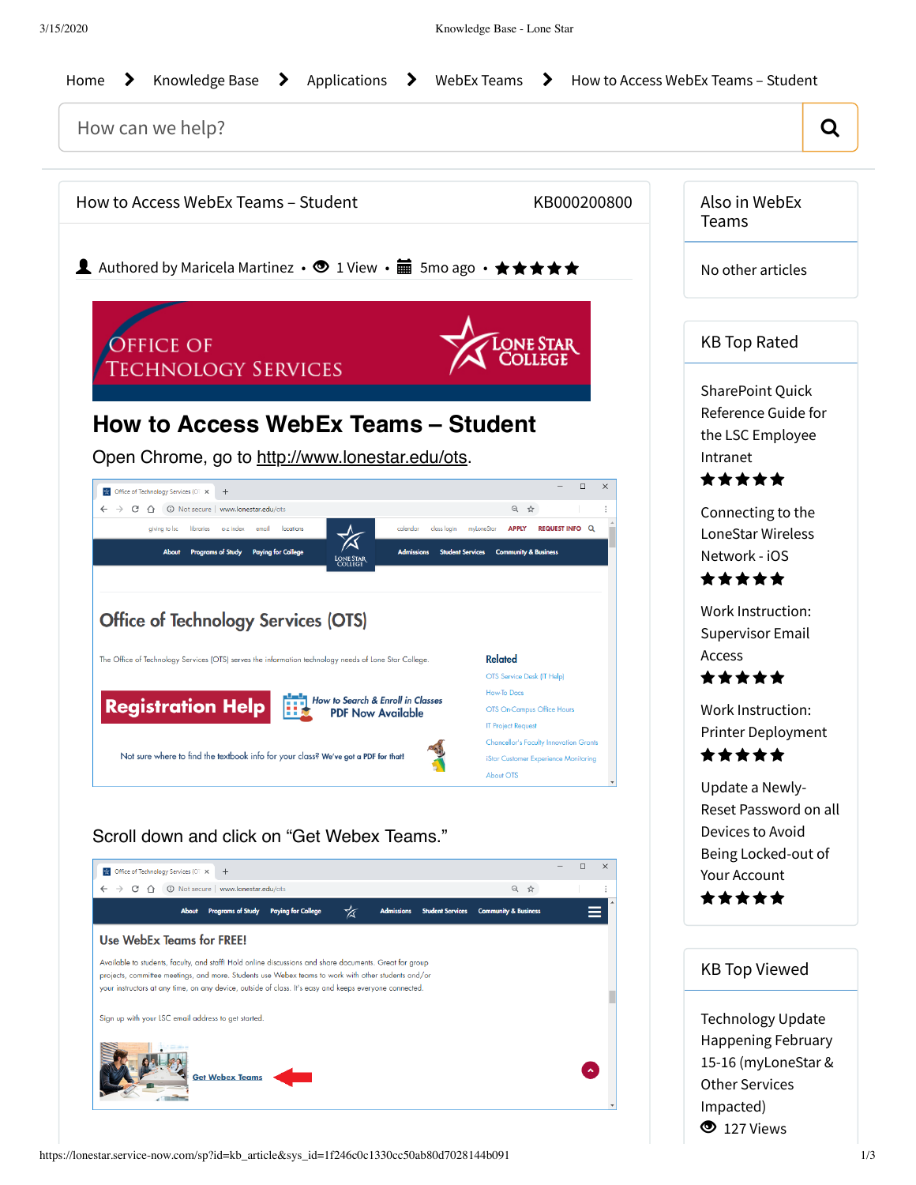Home > Knowledge Base > Applications > WebEx Teams > How to Access WebEx Teams – Student

How can we help?

How to Access WebEx Teams – Student KB000200800

Authored by Maricela Martinez • 1 View • 5mo ago • ★★★★★

# How to Access WebEx Teams – Student

Open Chrome, go to http://www.lonestar.edu/ots.

Scroll down and click on "Get Webex Teams."

## Also in WebEx Teams

No other articles

## KB Top Rated

SharePoint Quick Reference Guide for the LSC Employee Intranet
★★★★★

Connecting to the LoneStar Wireless Network - iOS
★★★★★

Work Instruction: Supervisor Email Access
★★★★★

Work Instruction: Printer Deployment
★★★★★

Update a Newly-Reset Password on all Devices to Avoid Being Locked-out of Your Account
★★★★★

## KB Top Viewed

Technology Update Happening February 15-16 (myLoneStar & Other Services Impacted)
127 Views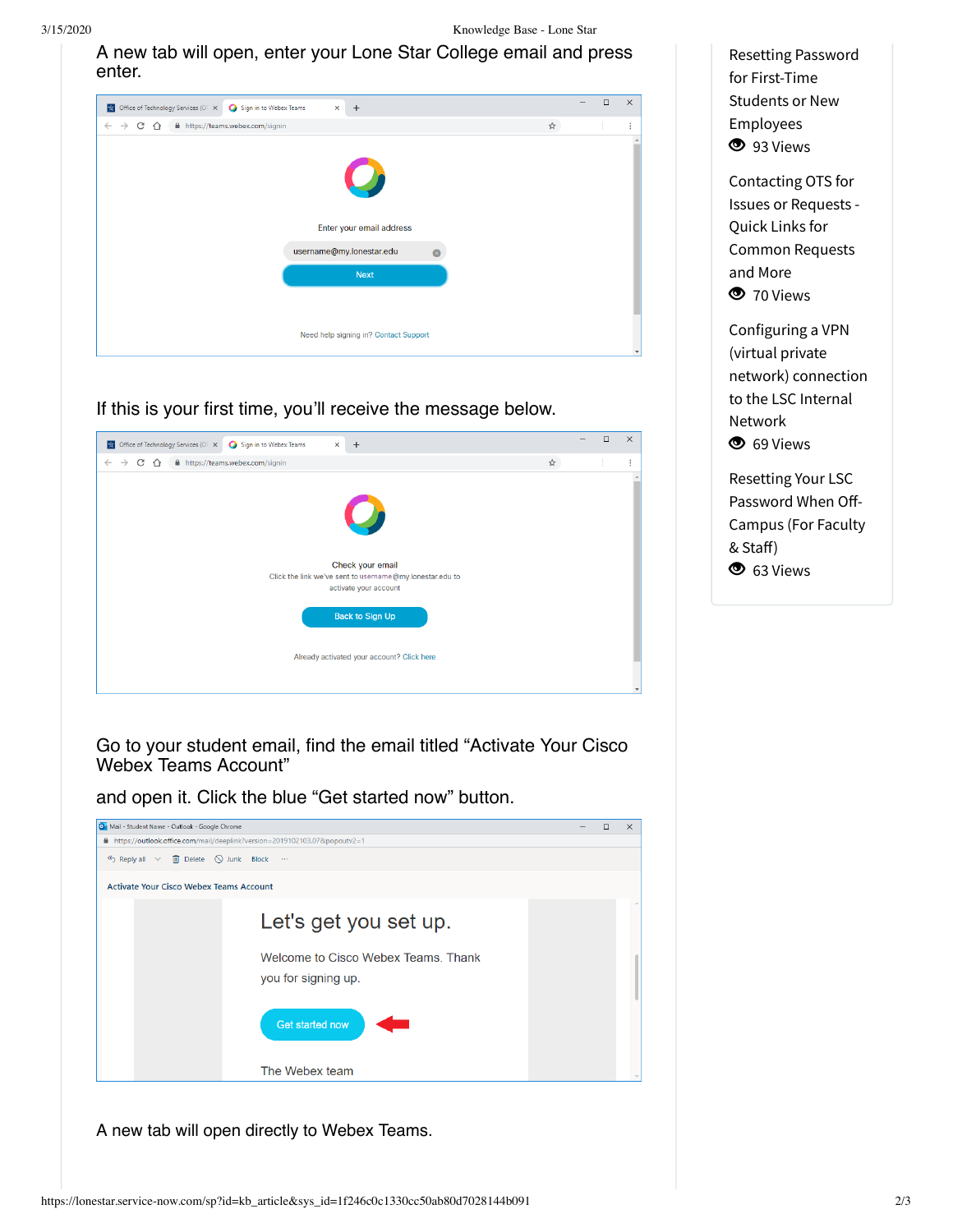A new tab will open, enter your Lone Star College email and press enter.

If this is your first time, you'll receive the message below.

Go to your student email, find the email titled "Activate Your Cisco Webex Teams Account"

and open it. Click the blue "Get started now" button.

A new tab will open directly to Webex Teams.

Resetting Password for First-Time Students or New Employees
93 Views

Contacting OTS for Issues or Requests - Quick Links for Common Requests and More
70 Views

Configuring a VPN (virtual private network) connection to the LSC Internal Network
69 Views

Resetting Your LSC Password When Off-Campus (For Faculty & Staff)
63 Views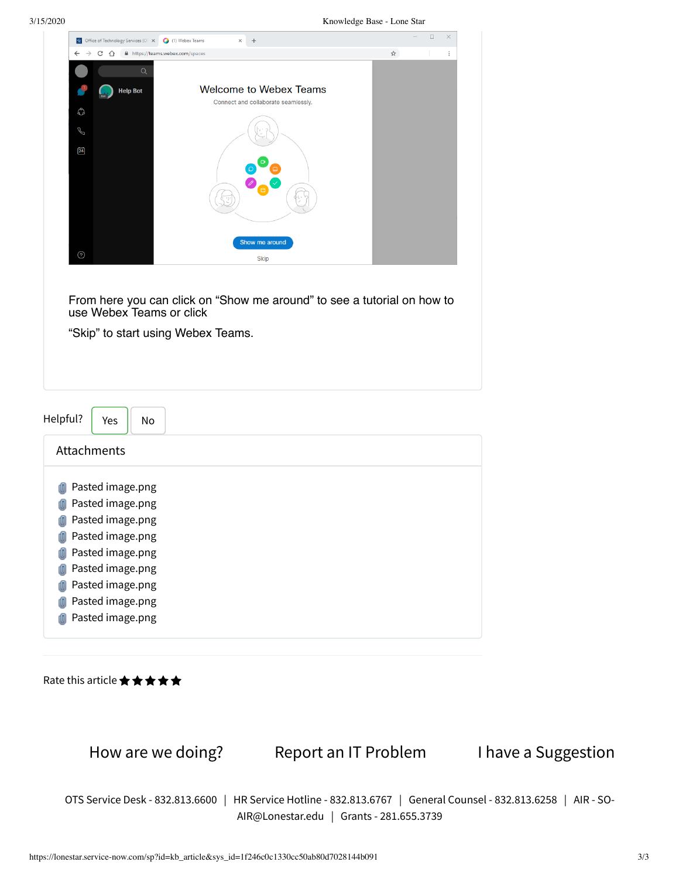From here you can click on “Show me around” to see a tutorial on how to use Webex Teams or click

“Skip” to start using Webex Teams.

Helpful? Yes No

## Attachments

- Pasted image.png
- Pasted image.png
- Pasted image.png
- Pasted image.png
- Pasted image.png
- Pasted image.png
- Pasted image.png
- Pasted image.png
- Pasted image.png

Rate this article ★★★★★

How are we doing? Report an IT Problem I have a Suggestion

OTS Service Desk - 832.813.6600 | HR Service Hotline - 832.813.6767 | General Counsel - 832.813.6258 | AIR - SO-AIR@Lonestar.edu | Grants - 281.655.3739